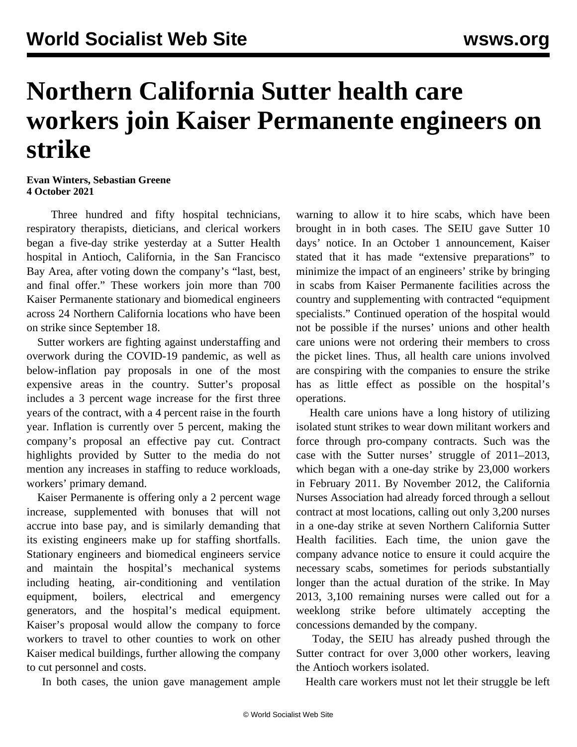# Northern California Sutter health care workers join Kaiser Permanente engineers on strike

**Evan Winters, Sebastian Greene**
**4 October 2021**

Three hundred and fifty hospital technicians, respiratory therapists, dieticians, and clerical workers began a five-day strike yesterday at a Sutter Health hospital in Antioch, California, in the San Francisco Bay Area, after voting down the company's "last, best, and final offer." These workers join more than 700 Kaiser Permanente stationary and biomedical engineers across 24 Northern California locations who have been on strike since September 18.

Sutter workers are fighting against understaffing and overwork during the COVID-19 pandemic, as well as below-inflation pay proposals in one of the most expensive areas in the country. Sutter's proposal includes a 3 percent wage increase for the first three years of the contract, with a 4 percent raise in the fourth year. Inflation is currently over 5 percent, making the company's proposal an effective pay cut. Contract highlights provided by Sutter to the media do not mention any increases in staffing to reduce workloads, workers' primary demand.

Kaiser Permanente is offering only a 2 percent wage increase, supplemented with bonuses that will not accrue into base pay, and is similarly demanding that its existing engineers make up for staffing shortfalls. Stationary engineers and biomedical engineers service and maintain the hospital's mechanical systems including heating, air-conditioning and ventilation equipment, boilers, electrical and emergency generators, and the hospital's medical equipment. Kaiser's proposal would allow the company to force workers to travel to other counties to work on other Kaiser medical buildings, further allowing the company to cut personnel and costs.

In both cases, the union gave management ample warning to allow it to hire scabs, which have been brought in in both cases. The SEIU gave Sutter 10 days' notice. In an October 1 announcement, Kaiser stated that it has made "extensive preparations" to minimize the impact of an engineers' strike by bringing in scabs from Kaiser Permanente facilities across the country and supplementing with contracted "equipment specialists." Continued operation of the hospital would not be possible if the nurses' unions and other health care unions were not ordering their members to cross the picket lines. Thus, all health care unions involved are conspiring with the companies to ensure the strike has as little effect as possible on the hospital's operations.

Health care unions have a long history of utilizing isolated stunt strikes to wear down militant workers and force through pro-company contracts. Such was the case with the Sutter nurses' struggle of 2011–2013, which began with a one-day strike by 23,000 workers in February 2011. By November 2012, the California Nurses Association had already forced through a sellout contract at most locations, calling out only 3,200 nurses in a one-day strike at seven Northern California Sutter Health facilities. Each time, the union gave the company advance notice to ensure it could acquire the necessary scabs, sometimes for periods substantially longer than the actual duration of the strike. In May 2013, 3,100 remaining nurses were called out for a weeklong strike before ultimately accepting the concessions demanded by the company.

Today, the SEIU has already pushed through the Sutter contract for over 3,000 other workers, leaving the Antioch workers isolated.

Health care workers must not let their struggle be left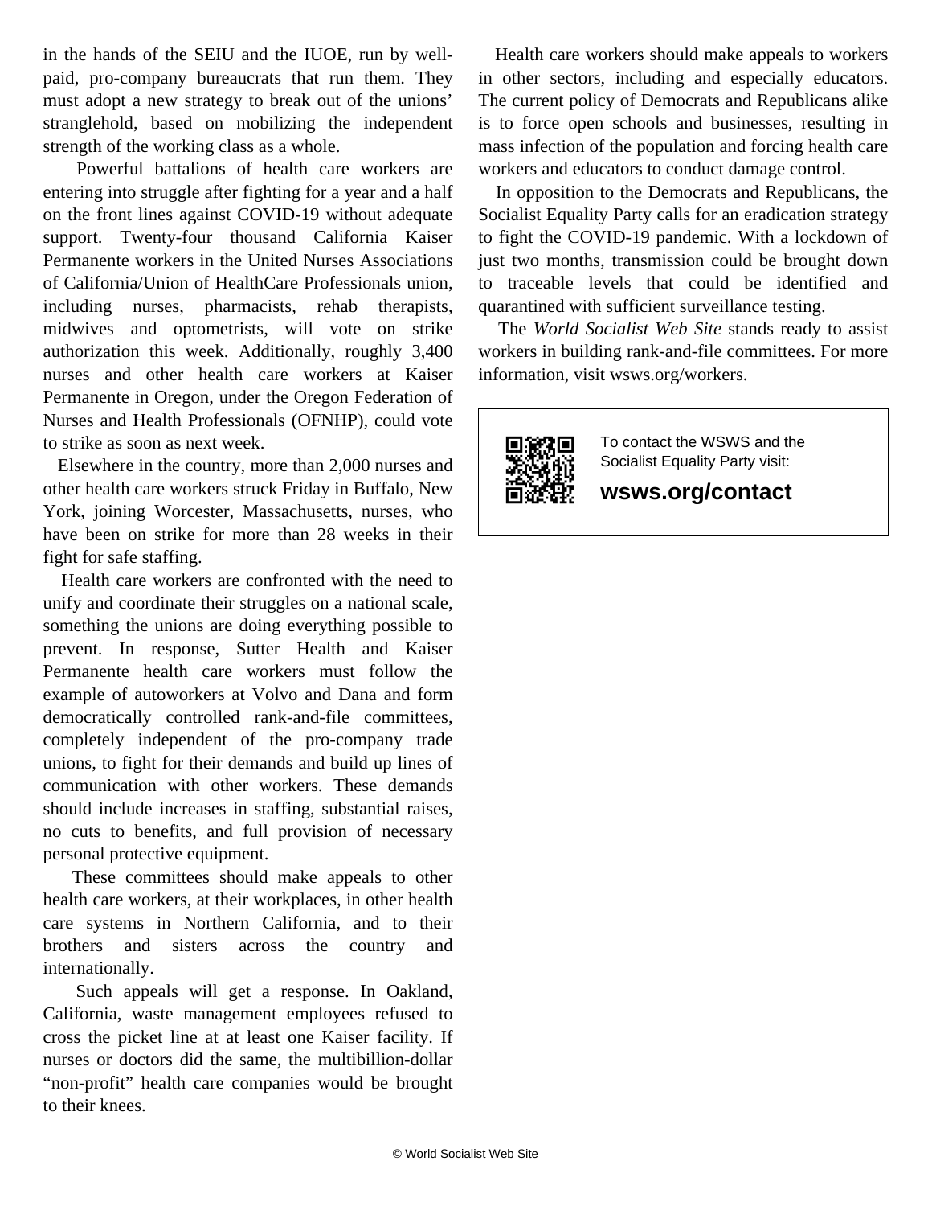in the hands of the SEIU and the IUOE, run by well-paid, pro-company bureaucrats that run them. They must adopt a new strategy to break out of the unions' stranglehold, based on mobilizing the independent strength of the working class as a whole.

Powerful battalions of health care workers are entering into struggle after fighting for a year and a half on the front lines against COVID-19 without adequate support. Twenty-four thousand California Kaiser Permanente workers in the United Nurses Associations of California/Union of HealthCare Professionals union, including nurses, pharmacists, rehab therapists, midwives and optometrists, will vote on strike authorization this week. Additionally, roughly 3,400 nurses and other health care workers at Kaiser Permanente in Oregon, under the Oregon Federation of Nurses and Health Professionals (OFNHP), could vote to strike as soon as next week.

Elsewhere in the country, more than 2,000 nurses and other health care workers struck Friday in Buffalo, New York, joining Worcester, Massachusetts, nurses, who have been on strike for more than 28 weeks in their fight for safe staffing.

Health care workers are confronted with the need to unify and coordinate their struggles on a national scale, something the unions are doing everything possible to prevent. In response, Sutter Health and Kaiser Permanente health care workers must follow the example of autoworkers at Volvo and Dana and form democratically controlled rank-and-file committees, completely independent of the pro-company trade unions, to fight for their demands and build up lines of communication with other workers. These demands should include increases in staffing, substantial raises, no cuts to benefits, and full provision of necessary personal protective equipment.

These committees should make appeals to other health care workers, at their workplaces, in other health care systems in Northern California, and to their brothers and sisters across the country and internationally.

Such appeals will get a response. In Oakland, California, waste management employees refused to cross the picket line at at least one Kaiser facility. If nurses or doctors did the same, the multibillion-dollar "non-profit" health care companies would be brought to their knees.

Health care workers should make appeals to workers in other sectors, including and especially educators. The current policy of Democrats and Republicans alike is to force open schools and businesses, resulting in mass infection of the population and forcing health care workers and educators to conduct damage control.

In opposition to the Democrats and Republicans, the Socialist Equality Party calls for an eradication strategy to fight the COVID-19 pandemic. With a lockdown of just two months, transmission could be brought down to traceable levels that could be identified and quarantined with sufficient surveillance testing.

The *World Socialist Web Site* stands ready to assist workers in building rank-and-file committees. For more information, visit wsws.org/workers.

To contact the WSWS and the Socialist Equality Party visit:

**wsws.org/contact**